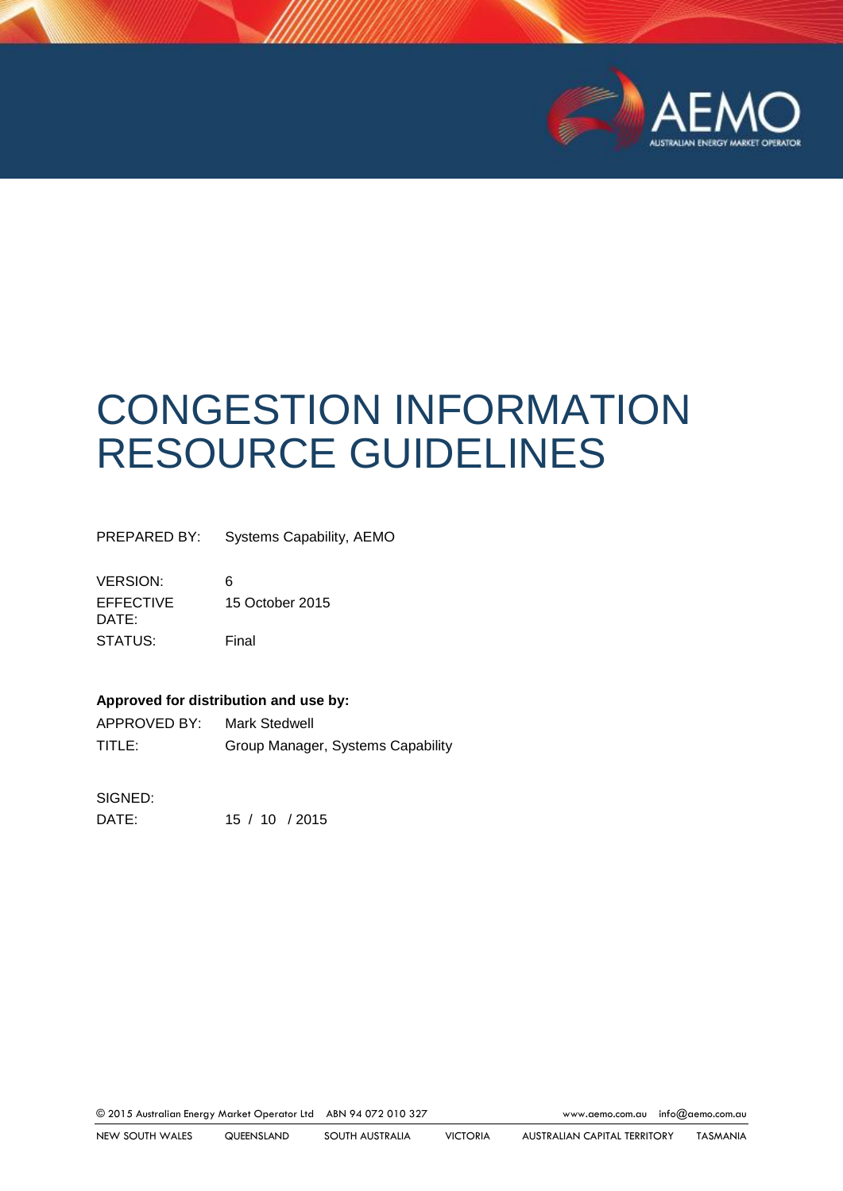# CONGESTION INFORMATION RESOURCE GUIDELINES

| | |
|---|---|
| PREPARED BY: | Systems Capability, AEMO |
| VERSION: | 6 |
| EFFECTIVE DATE: | 15 October 2015 |
| STATUS: | Final |

**Approved for distribution and use by:**

| | |
|---|---|
| APPROVED BY: | Mark Stedwell |
| TITLE: | Group Manager, Systems Capability |

SIGNED:

DATE: 15 / 10 / 2015

© 2015 Australian Energy Market Operator Ltd ABN 94 072 010 327 www.aemo.com.au info@aemo.com.au

NEW SOUTH WALES QUEENSLAND SOUTH AUSTRALIA VICTORIA AUSTRALIAN CAPITAL TERRITORY TASMANIA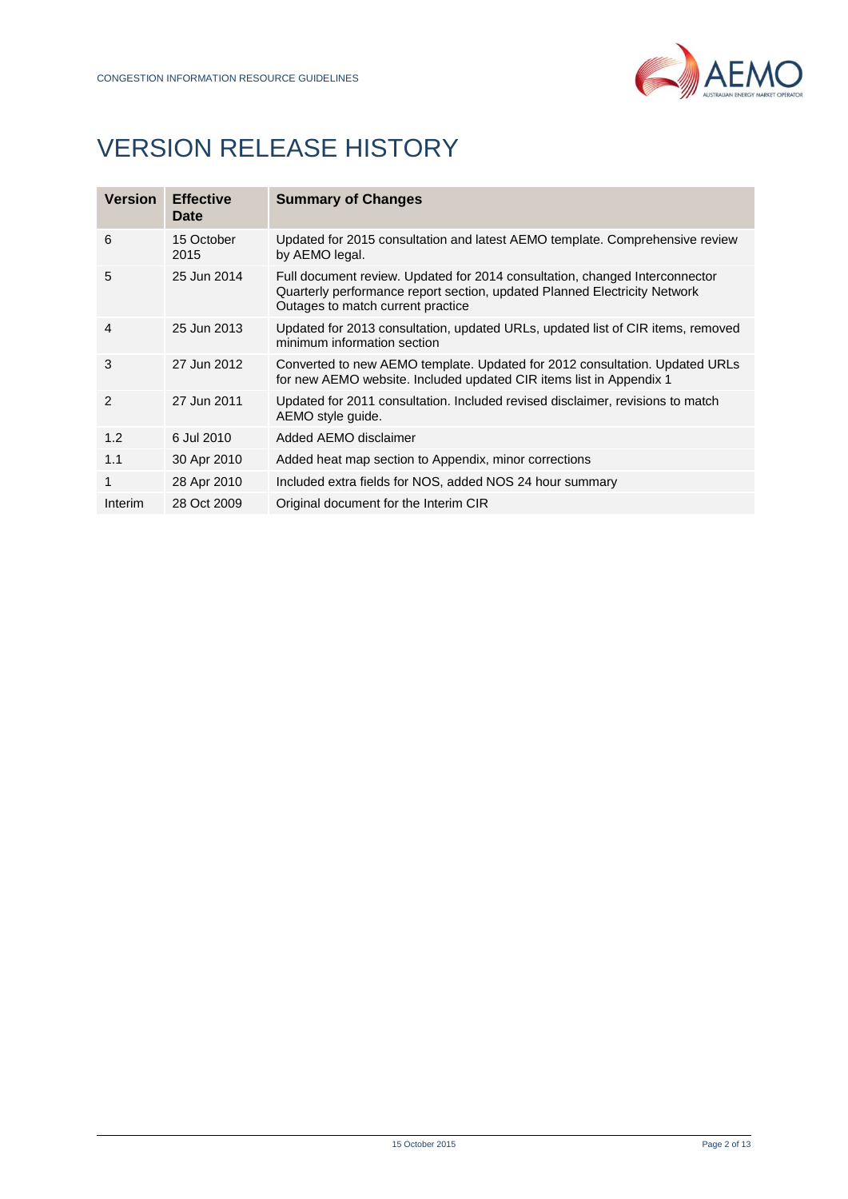# VERSION RELEASE HISTORY

| Version | Effective Date | Summary of Changes |
|---|---|---|
| 6 | 15 October 2015 | Updated for 2015 consultation and latest AEMO template. Comprehensive review by AEMO legal. |
| 5 | 25 Jun 2014 | Full document review. Updated for 2014 consultation, changed Interconnector Quarterly performance report section, updated Planned Electricity Network Outages to match current practice |
| 4 | 25 Jun 2013 | Updated for 2013 consultation, updated URLs, updated list of CIR items, removed minimum information section |
| 3 | 27 Jun 2012 | Converted to new AEMO template. Updated for 2012 consultation. Updated URLs for new AEMO website. Included updated CIR items list in Appendix 1 |
| 2 | 27 Jun 2011 | Updated for 2011 consultation. Included revised disclaimer, revisions to match AEMO style guide. |
| 1.2 | 6 Jul 2010 | Added AEMO disclaimer |
| 1.1 | 30 Apr 2010 | Added heat map section to Appendix, minor corrections |
| 1 | 28 Apr 2010 | Included extra fields for NOS, added NOS 24 hour summary |
| Interim | 28 Oct 2009 | Original document for the Interim CIR |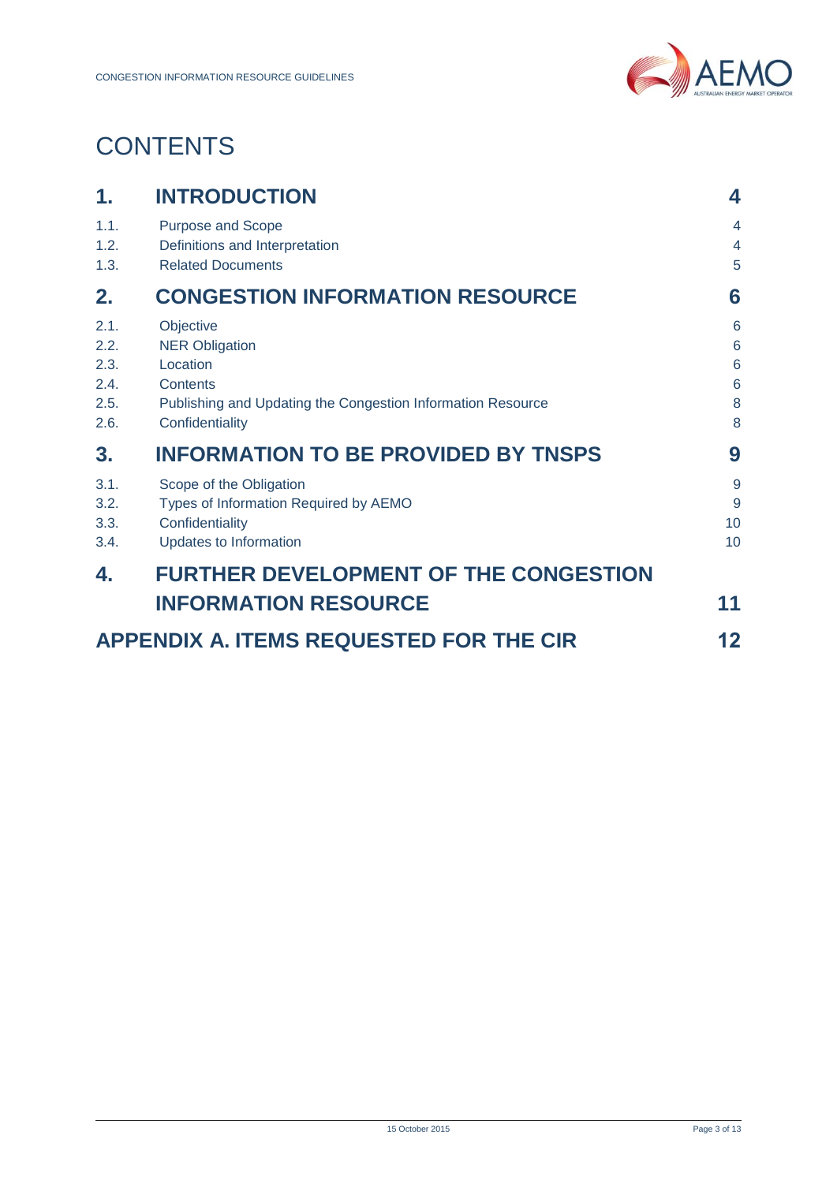# CONTENTS

| | | |
|---|---|---|
| **1.** | **INTRODUCTION** | **4** |
| 1.1. | Purpose and Scope | 4 |
| 1.2. | Definitions and Interpretation | 4 |
| 1.3. | Related Documents | 5 |
| **2.** | **CONGESTION INFORMATION RESOURCE** | **6** |
| 2.1. | Objective | 6 |
| 2.2. | NER Obligation | 6 |
| 2.3. | Location | 6 |
| 2.4. | Contents | 6 |
| 2.5. | Publishing and Updating the Congestion Information Resource | 8 |
| 2.6. | Confidentiality | 8 |
| **3.** | **INFORMATION TO BE PROVIDED BY TNSPS** | **9** |
| 3.1. | Scope of the Obligation | 9 |
| 3.2. | Types of Information Required by AEMO | 9 |
| 3.3. | Confidentiality | 10 |
| 3.4. | Updates to Information | 10 |
| **4.** | **FURTHER DEVELOPMENT OF THE CONGESTION INFORMATION RESOURCE** | **11** |
| **APPENDIX A.** | **ITEMS REQUESTED FOR THE CIR** | **12** |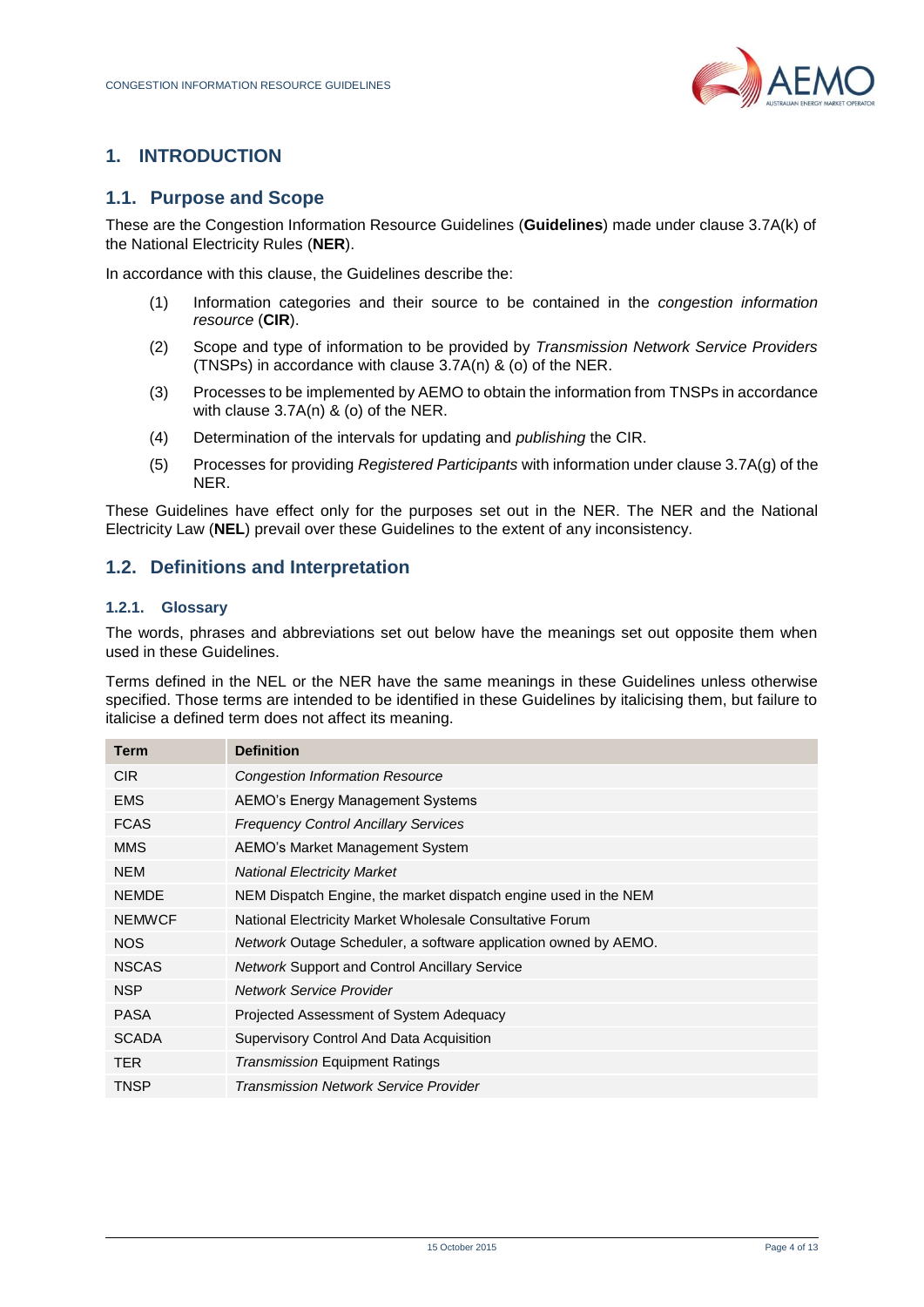# 1. INTRODUCTION

## 1.1. Purpose and Scope

These are the Congestion Information Resource Guidelines (**Guidelines**) made under clause 3.7A(k) of the National Electricity Rules (**NER**).

In accordance with this clause, the Guidelines describe the:

(1) Information categories and their source to be contained in the *congestion information resource* (**CIR**).

(2) Scope and type of information to be provided by *Transmission Network Service Providers* (TNSPs) in accordance with clause 3.7A(n) & (o) of the NER.

(3) Processes to be implemented by AEMO to obtain the information from TNSPs in accordance with clause 3.7A(n) & (o) of the NER.

(4) Determination of the intervals for updating and *publishing* the CIR.

(5) Processes for providing *Registered Participants* with information under clause 3.7A(g) of the NER.

These Guidelines have effect only for the purposes set out in the NER. The NER and the National Electricity Law (**NEL**) prevail over these Guidelines to the extent of any inconsistency.

## 1.2. Definitions and Interpretation

### 1.2.1. Glossary

The words, phrases and abbreviations set out below have the meanings set out opposite them when used in these Guidelines.

Terms defined in the NEL or the NER have the same meanings in these Guidelines unless otherwise specified. Those terms are intended to be identified in these Guidelines by italicising them, but failure to italicise a defined term does not affect its meaning.

| Term | Definition |
|---|---|
| CIR | *Congestion Information Resource* |
| EMS | AEMO's Energy Management Systems |
| FCAS | *Frequency Control Ancillary Services* |
| MMS | AEMO's Market Management System |
| NEM | *National Electricity Market* |
| NEMDE | NEM Dispatch Engine, the market dispatch engine used in the NEM |
| NEMWCF | National Electricity Market Wholesale Consultative Forum |
| NOS | *Network* Outage Scheduler, a software application owned by AEMO. |
| NSCAS | *Network* Support and Control Ancillary Service |
| NSP | *Network Service Provider* |
| PASA | Projected Assessment of System Adequacy |
| SCADA | Supervisory Control And Data Acquisition |
| TER | *Transmission* Equipment Ratings |
| TNSP | *Transmission Network Service Provider* |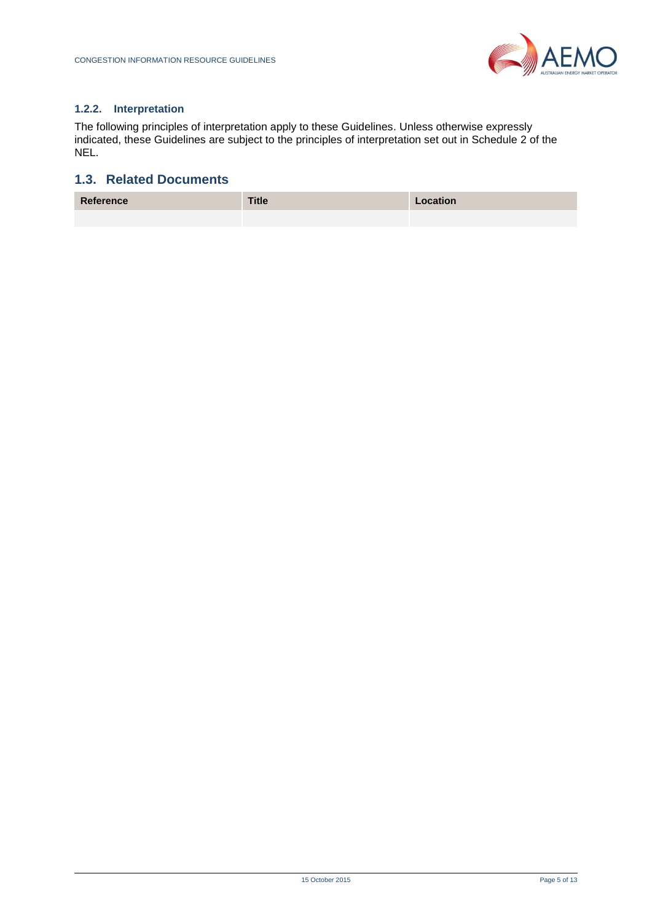### 1.2.2. Interpretation

The following principles of interpretation apply to these Guidelines. Unless otherwise expressly indicated, these Guidelines are subject to the principles of interpretation set out in Schedule 2 of the NEL.

## 1.3. Related Documents

| Reference | Title | Location |
| --- | --- | --- |
| | | |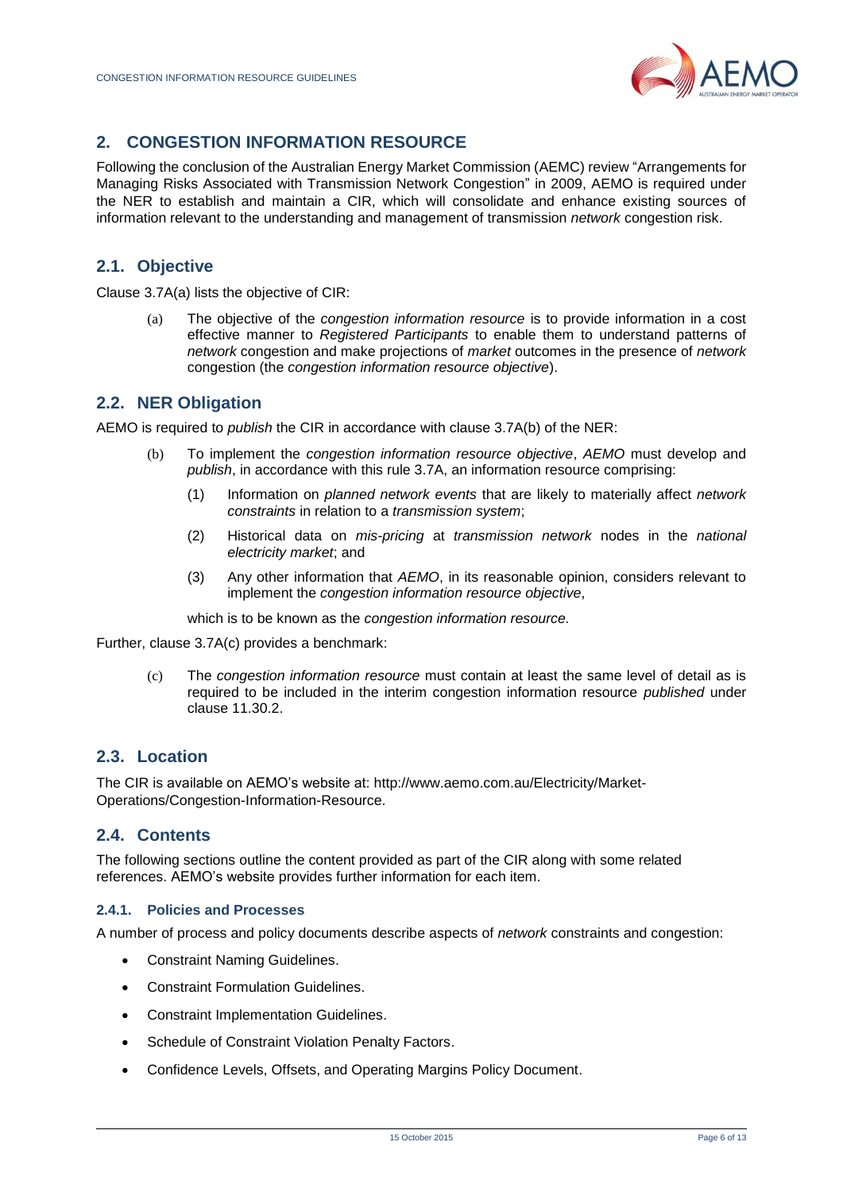## 2. CONGESTION INFORMATION RESOURCE

Following the conclusion of the Australian Energy Market Commission (AEMC) review "Arrangements for Managing Risks Associated with Transmission Network Congestion" in 2009, AEMO is required under the NER to establish and maintain a CIR, which will consolidate and enhance existing sources of information relevant to the understanding and management of transmission *network* congestion risk.

### 2.1. Objective

Clause 3.7A(a) lists the objective of CIR:

> (a) The objective of the *congestion information resource* is to provide information in a cost effective manner to *Registered Participants* to enable them to understand patterns of *network* congestion and make projections of *market* outcomes in the presence of *network* congestion (the *congestion information resource objective*).

### 2.2. NER Obligation

AEMO is required to *publish* the CIR in accordance with clause 3.7A(b) of the NER:

> (b) To implement the *congestion information resource objective*, *AEMO* must develop and *publish*, in accordance with this rule 3.7A, an information resource comprising:
>
> (1) Information on *planned network events* that are likely to materially affect *network constraints* in relation to a *transmission system*;
>
> (2) Historical data on *mis-pricing* at *transmission network* nodes in the *national electricity market*; and
>
> (3) Any other information that *AEMO*, in its reasonable opinion, considers relevant to implement the *congestion information resource objective*,
>
> which is to be known as the *congestion information resource.*

Further, clause 3.7A(c) provides a benchmark:

> (c) The *congestion information resource* must contain at least the same level of detail as is required to be included in the interim congestion information resource *published* under clause 11.30.2.

### 2.3. Location

The CIR is available on AEMO's website at: http://www.aemo.com.au/Electricity/Market-Operations/Congestion-Information-Resource.

### 2.4. Contents

The following sections outline the content provided as part of the CIR along with some related references. AEMO's website provides further information for each item.

#### 2.4.1. Policies and Processes

A number of process and policy documents describe aspects of *network* constraints and congestion:

- Constraint Naming Guidelines.
- Constraint Formulation Guidelines.
- Constraint Implementation Guidelines.
- Schedule of Constraint Violation Penalty Factors.
- Confidence Levels, Offsets, and Operating Margins Policy Document.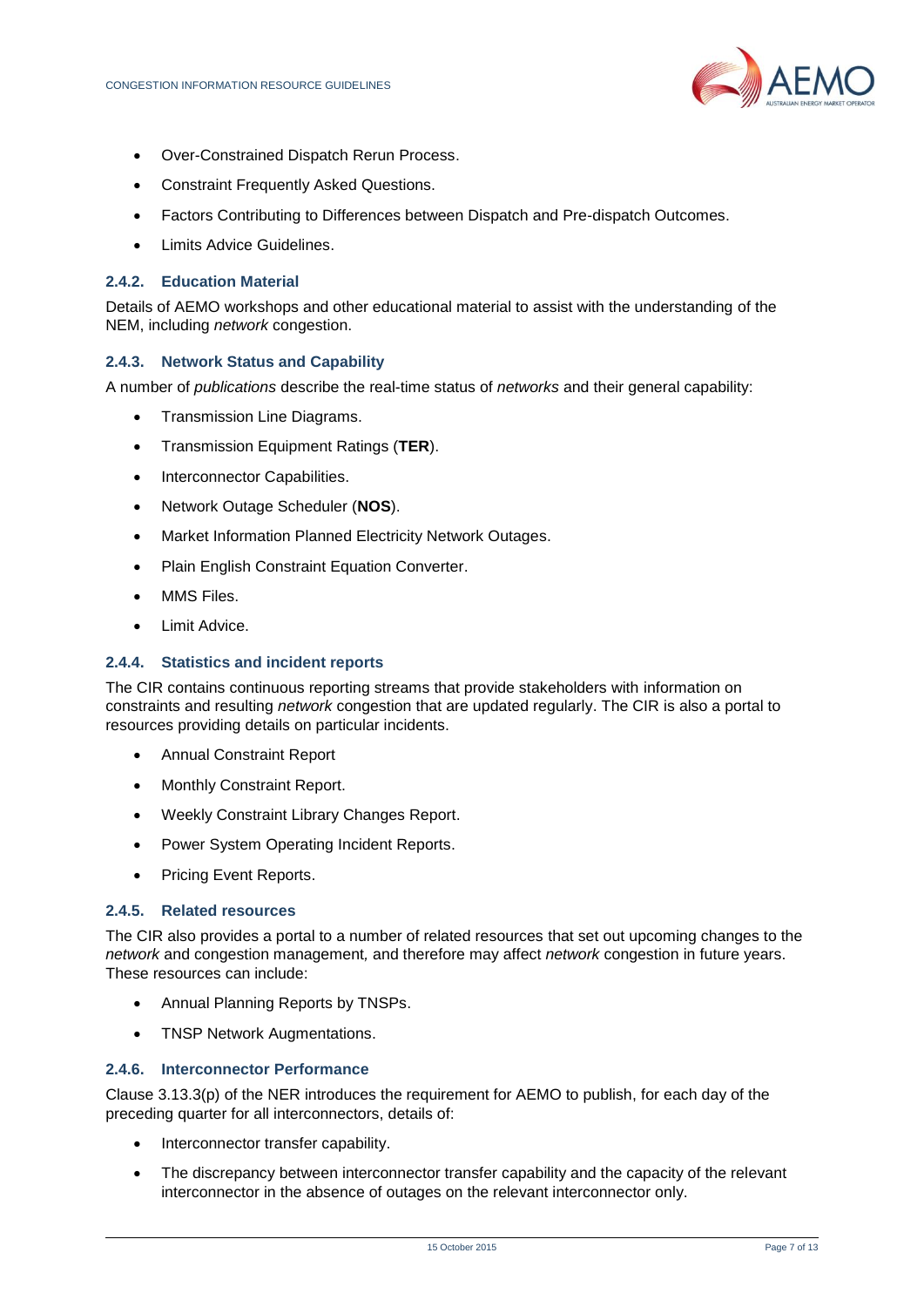- Over-Constrained Dispatch Rerun Process.
- Constraint Frequently Asked Questions.
- Factors Contributing to Differences between Dispatch and Pre-dispatch Outcomes.
- Limits Advice Guidelines.

### 2.4.2. Education Material

Details of AEMO workshops and other educational material to assist with the understanding of the NEM, including *network* congestion.

### 2.4.3. Network Status and Capability

A number of *publications* describe the real-time status of *networks* and their general capability:

- Transmission Line Diagrams.
- Transmission Equipment Ratings (**TER**).
- Interconnector Capabilities.
- Network Outage Scheduler (**NOS**).
- Market Information Planned Electricity Network Outages.
- Plain English Constraint Equation Converter.
- MMS Files.
- Limit Advice.

### 2.4.4. Statistics and incident reports

The CIR contains continuous reporting streams that provide stakeholders with information on constraints and resulting *network* congestion that are updated regularly. The CIR is also a portal to resources providing details on particular incidents.

- Annual Constraint Report
- Monthly Constraint Report.
- Weekly Constraint Library Changes Report.
- Power System Operating Incident Reports.
- Pricing Event Reports.

### 2.4.5. Related resources

The CIR also provides a portal to a number of related resources that set out upcoming changes to the *network* and congestion management*,* and therefore may affect *network* congestion in future years. These resources can include:

- Annual Planning Reports by TNSPs.
- TNSP Network Augmentations.

### 2.4.6. Interconnector Performance

Clause 3.13.3(p) of the NER introduces the requirement for AEMO to publish, for each day of the preceding quarter for all interconnectors, details of:

- Interconnector transfer capability.
- The discrepancy between interconnector transfer capability and the capacity of the relevant interconnector in the absence of outages on the relevant interconnector only.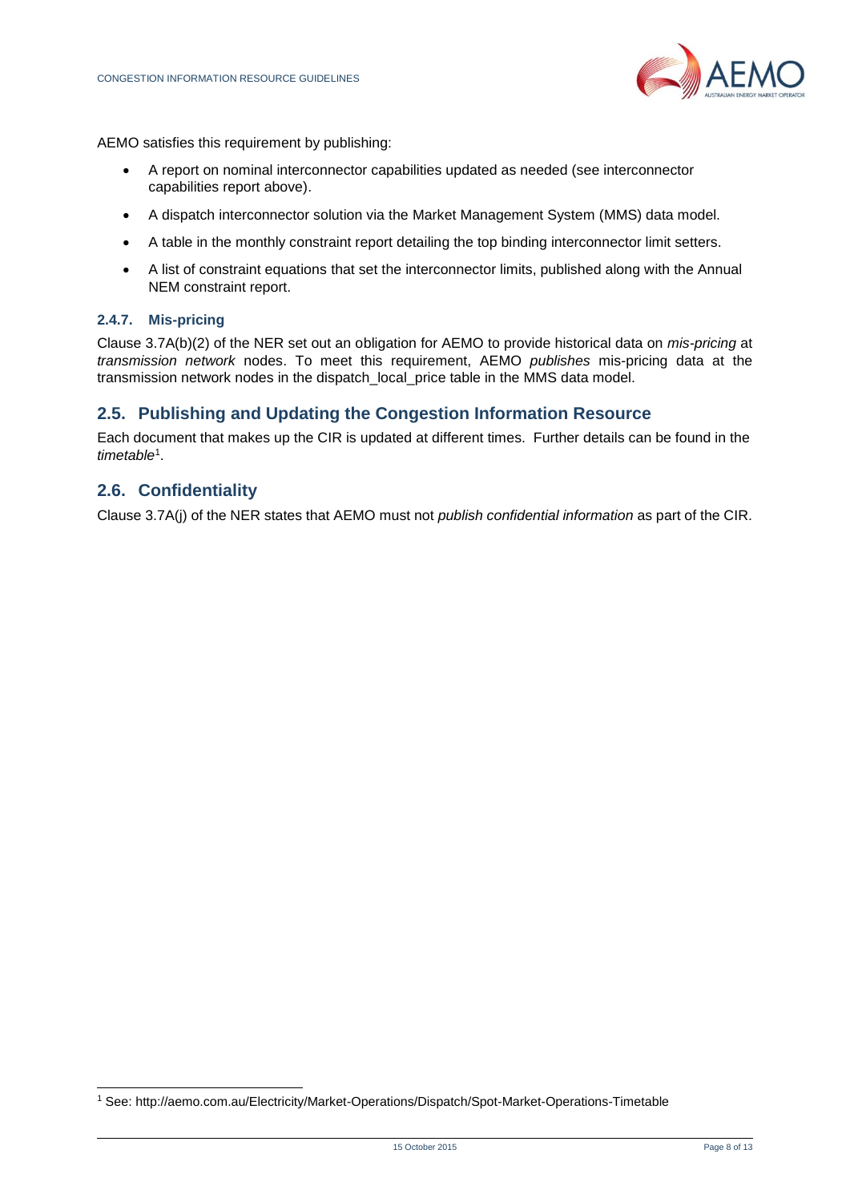AEMO satisfies this requirement by publishing:

- A report on nominal interconnector capabilities updated as needed (see interconnector capabilities report above).
- A dispatch interconnector solution via the Market Management System (MMS) data model.
- A table in the monthly constraint report detailing the top binding interconnector limit setters.
- A list of constraint equations that set the interconnector limits, published along with the Annual NEM constraint report.

### 2.4.7. Mis-pricing

Clause 3.7A(b)(2) of the NER set out an obligation for AEMO to provide historical data on *mis-pricing* at *transmission network* nodes. To meet this requirement, AEMO *publishes* mis-pricing data at the transmission network nodes in the dispatch_local_price table in the MMS data model.

## 2.5. Publishing and Updating the Congestion Information Resource

Each document that makes up the CIR is updated at different times. Further details can be found in the *timetable*[1].

## 2.6. Confidentiality

Clause 3.7A(j) of the NER states that AEMO must not *publish confidential information* as part of the CIR.

[1] See: http://aemo.com.au/Electricity/Market-Operations/Dispatch/Spot-Market-Operations-Timetable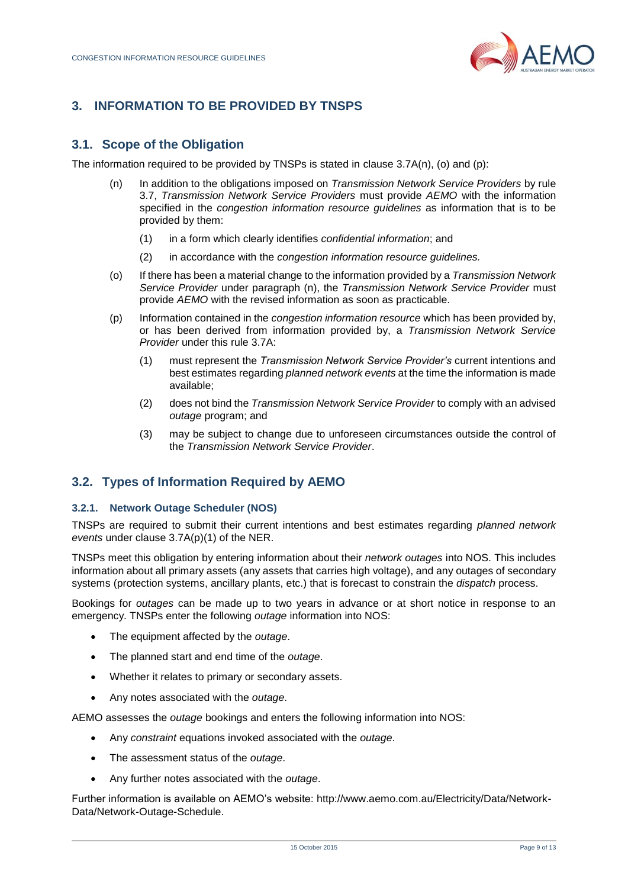## 3. INFORMATION TO BE PROVIDED BY TNSPS

### 3.1. Scope of the Obligation

The information required to be provided by TNSPs is stated in clause 3.7A(n), (o) and (p):

(n) In addition to the obligations imposed on *Transmission Network Service Providers* by rule 3.7, *Transmission Network Service Providers* must provide *AEMO* with the information specified in the *congestion information resource guidelines* as information that is to be provided by them:

  (1) in a form which clearly identifies *confidential information*; and

  (2) in accordance with the *congestion information resource guidelines.*

(o) If there has been a material change to the information provided by a *Transmission Network Service Provider* under paragraph (n), the *Transmission Network Service Provider* must provide *AEMO* with the revised information as soon as practicable.

(p) Information contained in the *congestion information resource* which has been provided by, or has been derived from information provided by, a *Transmission Network Service Provider* under this rule 3.7A:

  (1) must represent the *Transmission Network Service Provider's* current intentions and best estimates regarding *planned network events* at the time the information is made available;

  (2) does not bind the *Transmission Network Service Provider* to comply with an advised *outage* program; and

  (3) may be subject to change due to unforeseen circumstances outside the control of the *Transmission Network Service Provider*.

### 3.2. Types of Information Required by AEMO

#### 3.2.1. Network Outage Scheduler (NOS)

TNSPs are required to submit their current intentions and best estimates regarding *planned network events* under clause 3.7A(p)(1) of the NER.

TNSPs meet this obligation by entering information about their *network outages* into NOS. This includes information about all primary assets (any assets that carries high voltage), and any outages of secondary systems (protection systems, ancillary plants, etc.) that is forecast to constrain the *dispatch* process.

Bookings for *outages* can be made up to two years in advance or at short notice in response to an emergency. TNSPs enter the following *outage* information into NOS:

- The equipment affected by the *outage*.
- The planned start and end time of the *outage*.
- Whether it relates to primary or secondary assets.
- Any notes associated with the *outage*.

AEMO assesses the *outage* bookings and enters the following information into NOS:

- Any *constraint* equations invoked associated with the *outage*.
- The assessment status of the *outage*.
- Any further notes associated with the *outage*.

Further information is available on AEMO's website: http://www.aemo.com.au/Electricity/Data/Network-Data/Network-Outage-Schedule.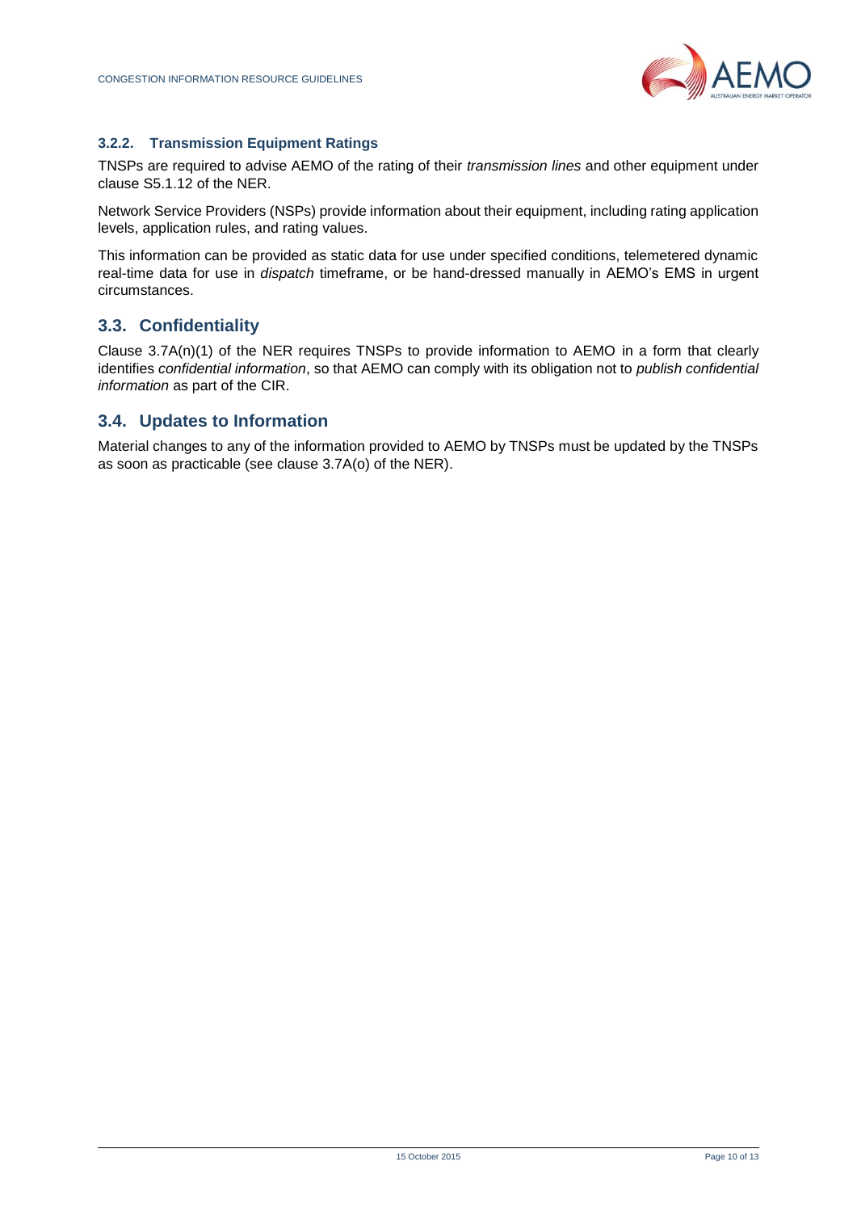### 3.2.2. Transmission Equipment Ratings

TNSPs are required to advise AEMO of the rating of their *transmission lines* and other equipment under clause S5.1.12 of the NER.

Network Service Providers (NSPs) provide information about their equipment, including rating application levels, application rules, and rating values.

This information can be provided as static data for use under specified conditions, telemetered dynamic real-time data for use in *dispatch* timeframe, or be hand-dressed manually in AEMO's EMS in urgent circumstances.

## 3.3. Confidentiality

Clause 3.7A(n)(1) of the NER requires TNSPs to provide information to AEMO in a form that clearly identifies *confidential information*, so that AEMO can comply with its obligation not to *publish confidential information* as part of the CIR.

## 3.4. Updates to Information

Material changes to any of the information provided to AEMO by TNSPs must be updated by the TNSPs as soon as practicable (see clause 3.7A(o) of the NER).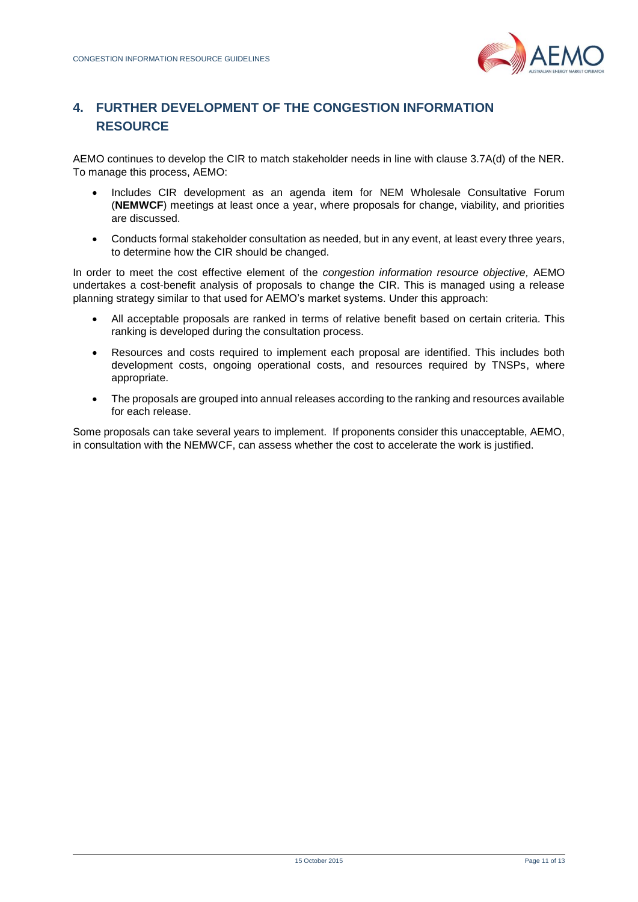## 4. FURTHER DEVELOPMENT OF THE CONGESTION INFORMATION RESOURCE

AEMO continues to develop the CIR to match stakeholder needs in line with clause 3.7A(d) of the NER. To manage this process, AEMO:

- Includes CIR development as an agenda item for NEM Wholesale Consultative Forum (**NEMWCF**) meetings at least once a year, where proposals for change, viability, and priorities are discussed.
- Conducts formal stakeholder consultation as needed, but in any event, at least every three years, to determine how the CIR should be changed.

In order to meet the cost effective element of the *congestion information resource objective,* AEMO undertakes a cost-benefit analysis of proposals to change the CIR. This is managed using a release planning strategy similar to that used for AEMO's market systems. Under this approach:

- All acceptable proposals are ranked in terms of relative benefit based on certain criteria. This ranking is developed during the consultation process.
- Resources and costs required to implement each proposal are identified. This includes both development costs, ongoing operational costs, and resources required by TNSPs, where appropriate.
- The proposals are grouped into annual releases according to the ranking and resources available for each release.

Some proposals can take several years to implement. If proponents consider this unacceptable, AEMO, in consultation with the NEMWCF, can assess whether the cost to accelerate the work is justified.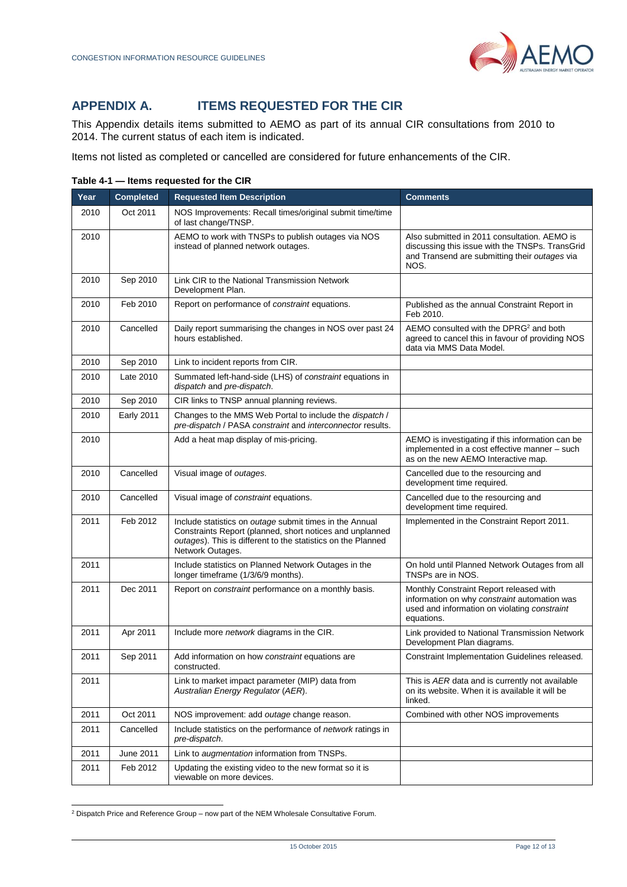# APPENDIX A. ITEMS REQUESTED FOR THE CIR

This Appendix details items submitted to AEMO as part of its annual CIR consultations from 2010 to 2014. The current status of each item is indicated.

Items not listed as completed or cancelled are considered for future enhancements of the CIR.

**Table 4-1 — Items requested for the CIR**

| Year | Completed | Requested Item Description | Comments |
|---|---|---|---|
| 2010 | Oct 2011 | NOS Improvements: Recall times/original submit time/time of last change/TNSP. | |
| 2010 | | AEMO to work with TNSPs to publish outages via NOS instead of planned network outages. | Also submitted in 2011 consultation. AEMO is discussing this issue with the TNSPs. TransGrid and Transend are submitting their *outages* via NOS. |
| 2010 | Sep 2010 | Link CIR to the National Transmission Network Development Plan. | |
| 2010 | Feb 2010 | Report on performance of *constraint* equations. | Published as the annual Constraint Report in Feb 2010. |
| 2010 | Cancelled | Daily report summarising the changes in NOS over past 24 hours established. | AEMO consulted with the DPRG[2] and both agreed to cancel this in favour of providing NOS data via MMS Data Model. |
| 2010 | Sep 2010 | Link to incident reports from CIR. | |
| 2010 | Late 2010 | Summated left-hand-side (LHS) of *constraint* equations in *dispatch* and *pre-dispatch*. | |
| 2010 | Sep 2010 | CIR links to TNSP annual planning reviews. | |
| 2010 | Early 2011 | Changes to the MMS Web Portal to include the *dispatch* / *pre-dispatch* / PASA *constraint* and *interconnector* results. | |
| 2010 | | Add a heat map display of mis-pricing. | AEMO is investigating if this information can be implemented in a cost effective manner – such as on the new AEMO Interactive map. |
| 2010 | Cancelled | Visual image of *outages*. | Cancelled due to the resourcing and development time required. |
| 2010 | Cancelled | Visual image of *constraint* equations. | Cancelled due to the resourcing and development time required. |
| 2011 | Feb 2012 | Include statistics on *outage* submit times in the Annual Constraints Report (planned, short notices and unplanned *outages*). This is different to the statistics on the Planned Network Outages. | Implemented in the Constraint Report 2011. |
| 2011 | | Include statistics on Planned Network Outages in the longer timeframe (1/3/6/9 months). | On hold until Planned Network Outages from all TNSPs are in NOS. |
| 2011 | Dec 2011 | Report on *constraint* performance on a monthly basis. | Monthly Constraint Report released with information on why *constraint* automation was used and information on violating *constraint* equations. |
| 2011 | Apr 2011 | Include more *network* diagrams in the CIR. | Link provided to National Transmission Network Development Plan diagrams. |
| 2011 | Sep 2011 | Add information on how *constraint* equations are constructed. | Constraint Implementation Guidelines released. |
| 2011 | | Link to market impact parameter (MIP) data from *Australian Energy Regulator* (*AER*). | This is *AER* data and is currently not available on its website. When it is available it will be linked. |
| 2011 | Oct 2011 | NOS improvement: add *outage* change reason. | Combined with other NOS improvements |
| 2011 | Cancelled | Include statistics on the performance of *network* ratings in *pre-dispatch*. | |
| 2011 | June 2011 | Link to *augmentation* information from TNSPs. | |
| 2011 | Feb 2012 | Updating the existing video to the new format so it is viewable on more devices. | |

[2] Dispatch Price and Reference Group – now part of the NEM Wholesale Consultative Forum.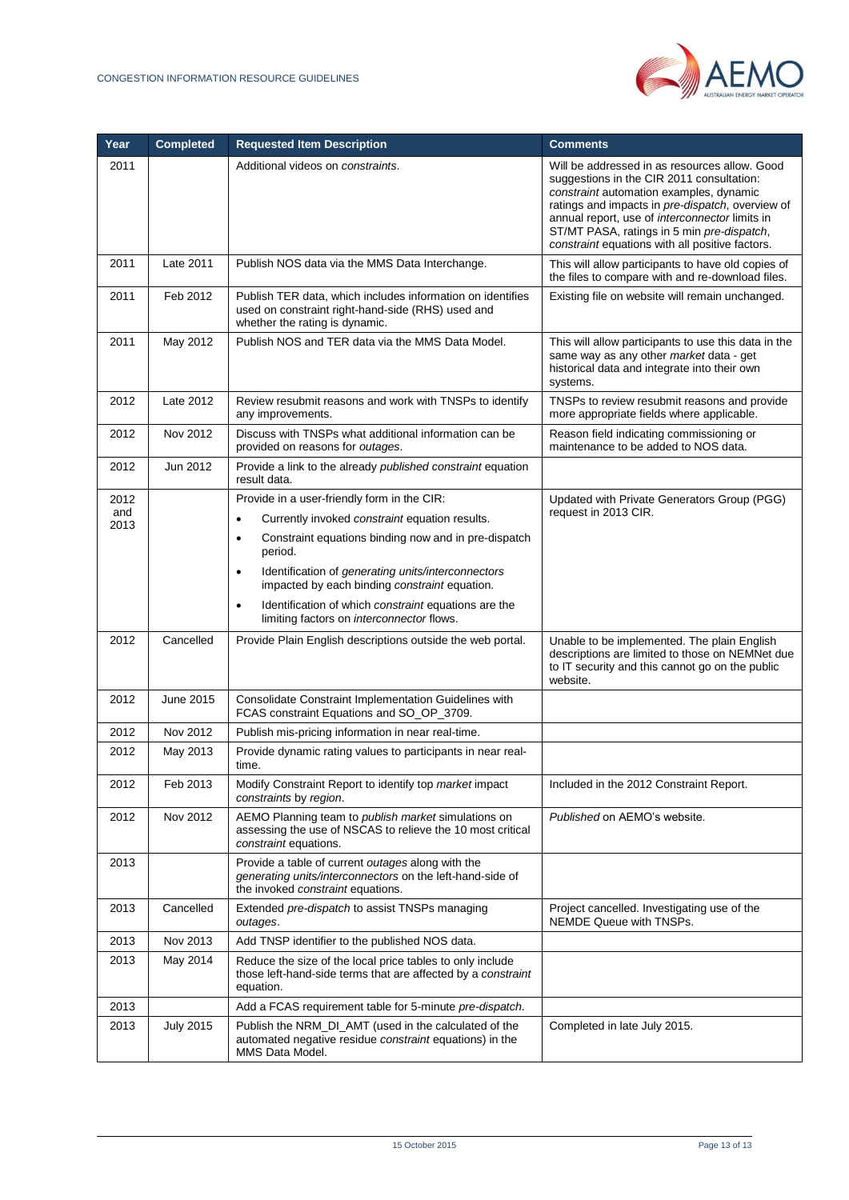| Year | Completed | Requested Item Description | Comments |
|---|---|---|---|
| 2011 | | Additional videos on *constraints*. | Will be addressed in as resources allow. Good suggestions in the CIR 2011 consultation: *constraint* automation examples, dynamic ratings and impacts in *pre-dispatch*, overview of annual report, use of *interconnector* limits in ST/MT PASA, ratings in 5 min *pre-dispatch*, *constraint* equations with all positive factors. |
| 2011 | Late 2011 | Publish NOS data via the MMS Data Interchange. | This will allow participants to have old copies of the files to compare with and re-download files. |
| 2011 | Feb 2012 | Publish TER data, which includes information on identifies used on constraint right-hand-side (RHS) used and whether the rating is dynamic. | Existing file on website will remain unchanged. |
| 2011 | May 2012 | Publish NOS and TER data via the MMS Data Model. | This will allow participants to use this data in the same way as any other *market* data - get historical data and integrate into their own systems. |
| 2012 | Late 2012 | Review resubmit reasons and work with TNSPs to identify any improvements. | TNSPs to review resubmit reasons and provide more appropriate fields where applicable. |
| 2012 | Nov 2012 | Discuss with TNSPs what additional information can be provided on reasons for *outages*. | Reason field indicating commissioning or maintenance to be added to NOS data. |
| 2012 | Jun 2012 | Provide a link to the already *published constraint* equation result data. | |
| 2012 and 2013 | | Provide in a user-friendly form in the CIR:<br>• Currently invoked *constraint* equation results.<br>• Constraint equations binding now and in pre-dispatch period.<br>• Identification of *generating units/interconnectors* impacted by each binding *constraint* equation.<br>• Identification of which *constraint* equations are the limiting factors on *interconnector* flows. | Updated with Private Generators Group (PGG) request in 2013 CIR. |
| 2012 | Cancelled | Provide Plain English descriptions outside the web portal. | Unable to be implemented. The plain English descriptions are limited to those on NEMNet due to IT security and this cannot go on the public website. |
| 2012 | June 2015 | Consolidate Constraint Implementation Guidelines with FCAS constraint Equations and SO_OP_3709. | |
| 2012 | Nov 2012 | Publish mis-pricing information in near real-time. | |
| 2012 | May 2013 | Provide dynamic rating values to participants in near real-time. | |
| 2012 | Feb 2013 | Modify Constraint Report to identify top *market* impact *constraints* by *region*. | Included in the 2012 Constraint Report. |
| 2012 | Nov 2012 | AEMO Planning team to *publish market* simulations on assessing the use of NSCAS to relieve the 10 most critical *constraint* equations. | *Published* on AEMO's website. |
| 2013 | | Provide a table of current *outages* along with the *generating units/interconnectors* on the left-hand-side of the invoked *constraint* equations. | |
| 2013 | Cancelled | Extended *pre-dispatch* to assist TNSPs managing *outages*. | Project cancelled. Investigating use of the NEMDE Queue with TNSPs. |
| 2013 | Nov 2013 | Add TNSP identifier to the published NOS data. | |
| 2013 | May 2014 | Reduce the size of the local price tables to only include those left-hand-side terms that are affected by a *constraint* equation. | |
| 2013 | | Add a FCAS requirement table for 5-minute *pre-dispatch*. | |
| 2013 | July 2015 | Publish the NRM_DI_AMT (used in the calculated of the automated negative residue *constraint* equations) in the MMS Data Model. | Completed in late July 2015. |